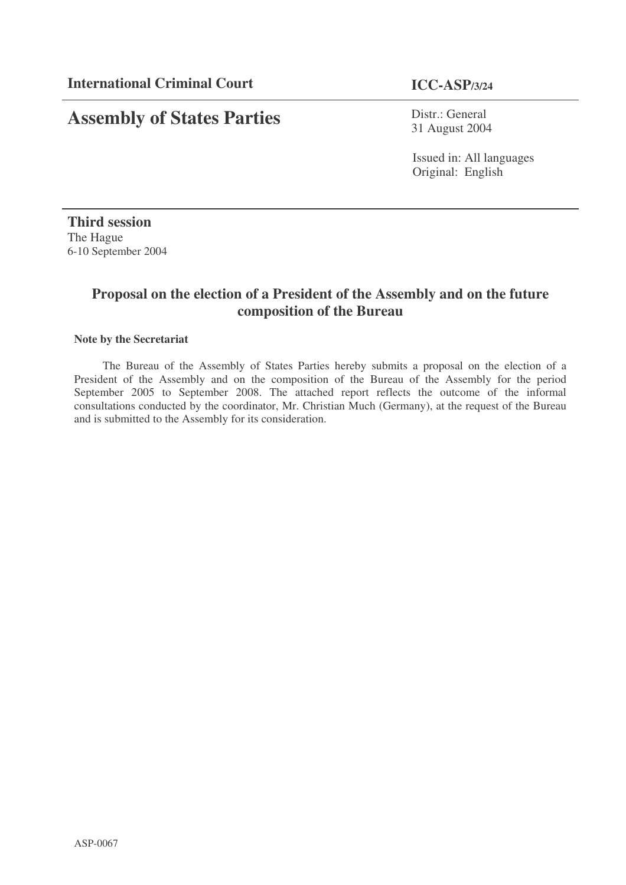**International Criminal Court**

# Assembly of States Parties

**ICC-ASP/3/24**

Distr.: General
31 August 2004

Issued in: All languages
Original: English

**Third session**
The Hague
6-10 September 2004

## Proposal on the election of a President of the Assembly and on the future composition of the Bureau

**Note by the Secretariat**

The Bureau of the Assembly of States Parties hereby submits a proposal on the election of a President of the Assembly and on the composition of the Bureau of the Assembly for the period September 2005 to September 2008. The attached report reflects the outcome of the informal consultations conducted by the coordinator, Mr. Christian Much (Germany), at the request of the Bureau and is submitted to the Assembly for its consideration.

ASP-0067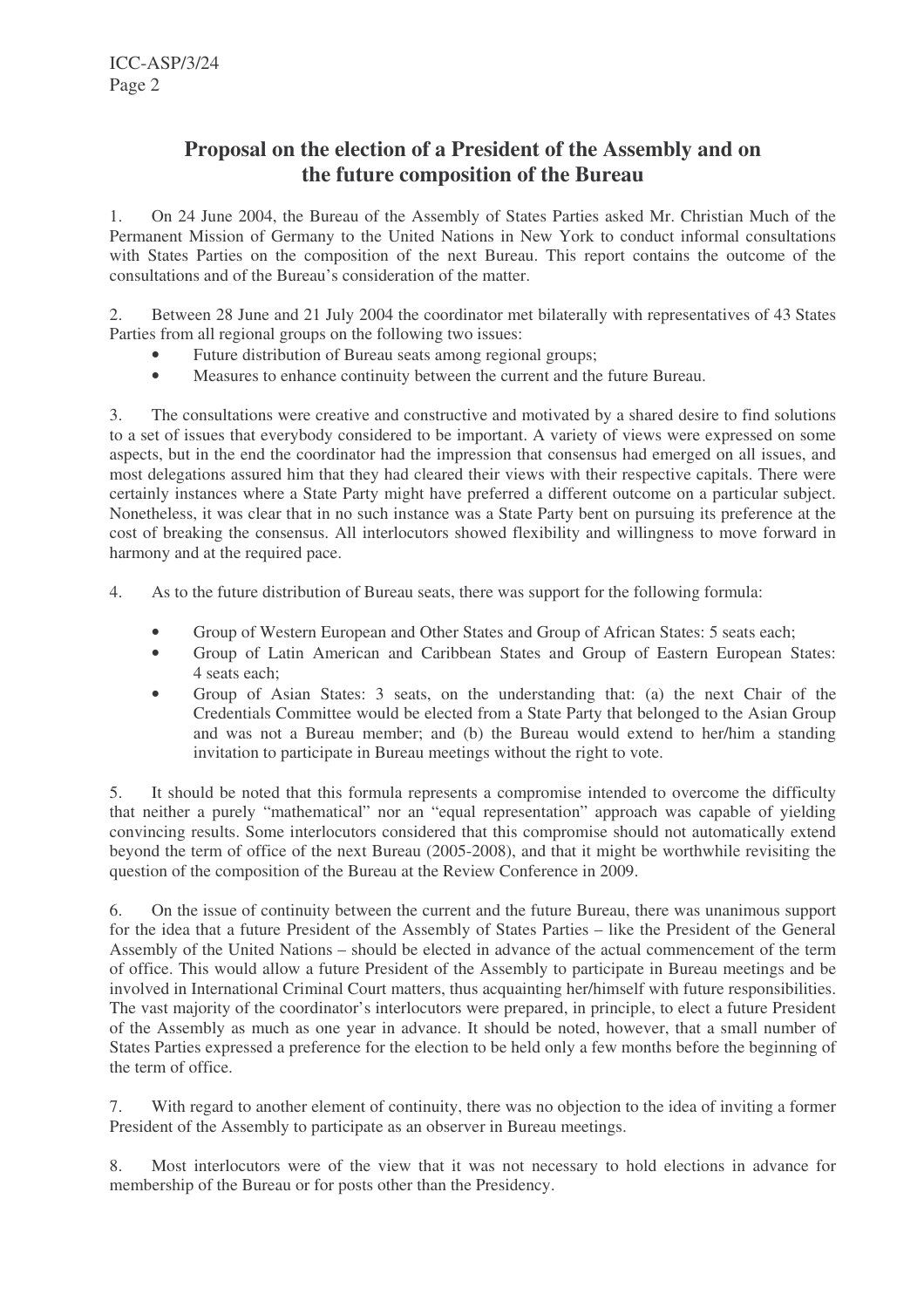## Proposal on the election of a President of the Assembly and on the future composition of the Bureau

1. On 24 June 2004, the Bureau of the Assembly of States Parties asked Mr. Christian Much of the Permanent Mission of Germany to the United Nations in New York to conduct informal consultations with States Parties on the composition of the next Bureau. This report contains the outcome of the consultations and of the Bureau's consideration of the matter.

2. Between 28 June and 21 July 2004 the coordinator met bilaterally with representatives of 43 States Parties from all regional groups on the following two issues:
   - Future distribution of Bureau seats among regional groups;
   - Measures to enhance continuity between the current and the future Bureau.

3. The consultations were creative and constructive and motivated by a shared desire to find solutions to a set of issues that everybody considered to be important. A variety of views were expressed on some aspects, but in the end the coordinator had the impression that consensus had emerged on all issues, and most delegations assured him that they had cleared their views with their respective capitals. There were certainly instances where a State Party might have preferred a different outcome on a particular subject. Nonetheless, it was clear that in no such instance was a State Party bent on pursuing its preference at the cost of breaking the consensus. All interlocutors showed flexibility and willingness to move forward in harmony and at the required pace.

4. As to the future distribution of Bureau seats, there was support for the following formula:
   - Group of Western European and Other States and Group of African States: 5 seats each;
   - Group of Latin American and Caribbean States and Group of Eastern European States: 4 seats each;
   - Group of Asian States: 3 seats, on the understanding that: (a) the next Chair of the Credentials Committee would be elected from a State Party that belonged to the Asian Group and was not a Bureau member; and (b) the Bureau would extend to her/him a standing invitation to participate in Bureau meetings without the right to vote.

5. It should be noted that this formula represents a compromise intended to overcome the difficulty that neither a purely "mathematical" nor an "equal representation" approach was capable of yielding convincing results. Some interlocutors considered that this compromise should not automatically extend beyond the term of office of the next Bureau (2005-2008), and that it might be worthwhile revisiting the question of the composition of the Bureau at the Review Conference in 2009.

6. On the issue of continuity between the current and the future Bureau, there was unanimous support for the idea that a future President of the Assembly of States Parties – like the President of the General Assembly of the United Nations – should be elected in advance of the actual commencement of the term of office. This would allow a future President of the Assembly to participate in Bureau meetings and be involved in International Criminal Court matters, thus acquainting her/himself with future responsibilities. The vast majority of the coordinator's interlocutors were prepared, in principle, to elect a future President of the Assembly as much as one year in advance. It should be noted, however, that a small number of States Parties expressed a preference for the election to be held only a few months before the beginning of the term of office.

7. With regard to another element of continuity, there was no objection to the idea of inviting a former President of the Assembly to participate as an observer in Bureau meetings.

8. Most interlocutors were of the view that it was not necessary to hold elections in advance for membership of the Bureau or for posts other than the Presidency.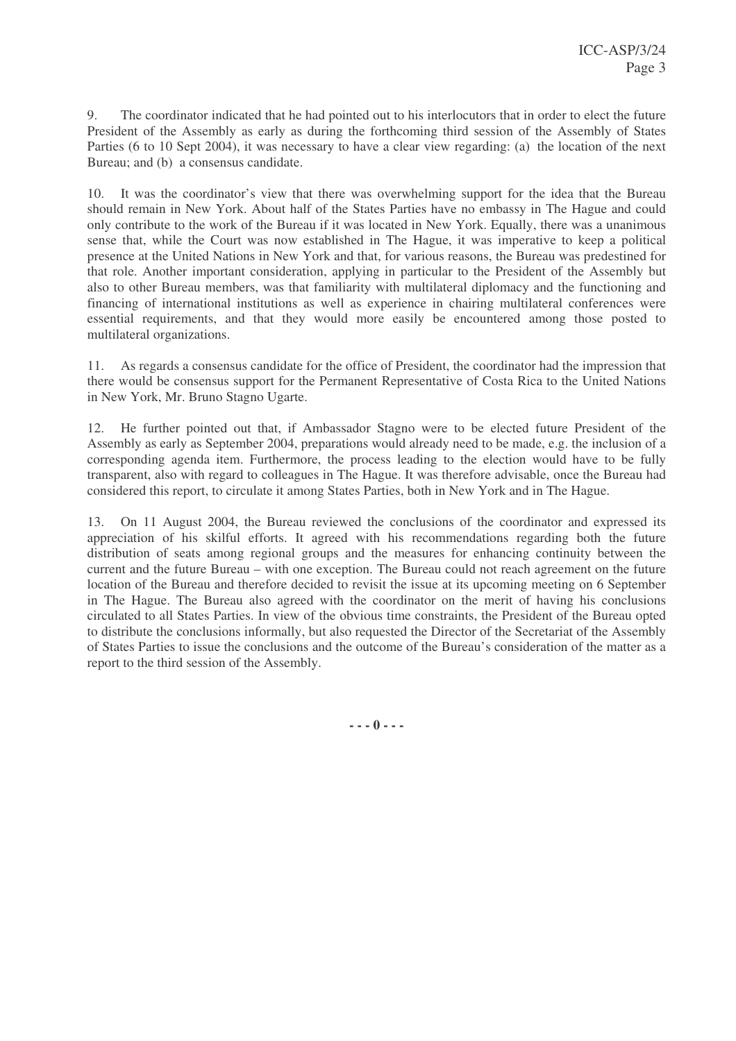9. The coordinator indicated that he had pointed out to his interlocutors that in order to elect the future President of the Assembly as early as during the forthcoming third session of the Assembly of States Parties (6 to 10 Sept 2004), it was necessary to have a clear view regarding: (a) the location of the next Bureau; and (b) a consensus candidate.

10. It was the coordinator's view that there was overwhelming support for the idea that the Bureau should remain in New York. About half of the States Parties have no embassy in The Hague and could only contribute to the work of the Bureau if it was located in New York. Equally, there was a unanimous sense that, while the Court was now established in The Hague, it was imperative to keep a political presence at the United Nations in New York and that, for various reasons, the Bureau was predestined for that role. Another important consideration, applying in particular to the President of the Assembly but also to other Bureau members, was that familiarity with multilateral diplomacy and the functioning and financing of international institutions as well as experience in chairing multilateral conferences were essential requirements, and that they would more easily be encountered among those posted to multilateral organizations.

11. As regards a consensus candidate for the office of President, the coordinator had the impression that there would be consensus support for the Permanent Representative of Costa Rica to the United Nations in New York, Mr. Bruno Stagno Ugarte.

12. He further pointed out that, if Ambassador Stagno were to be elected future President of the Assembly as early as September 2004, preparations would already need to be made, e.g. the inclusion of a corresponding agenda item. Furthermore, the process leading to the election would have to be fully transparent, also with regard to colleagues in The Hague. It was therefore advisable, once the Bureau had considered this report, to circulate it among States Parties, both in New York and in The Hague.

13. On 11 August 2004, the Bureau reviewed the conclusions of the coordinator and expressed its appreciation of his skilful efforts. It agreed with his recommendations regarding both the future distribution of seats among regional groups and the measures for enhancing continuity between the current and the future Bureau – with one exception. The Bureau could not reach agreement on the future location of the Bureau and therefore decided to revisit the issue at its upcoming meeting on 6 September in The Hague. The Bureau also agreed with the coordinator on the merit of having his conclusions circulated to all States Parties. In view of the obvious time constraints, the President of the Bureau opted to distribute the conclusions informally, but also requested the Director of the Secretariat of the Assembly of States Parties to issue the conclusions and the outcome of the Bureau's consideration of the matter as a report to the third session of the Assembly.

**- - - 0 - - -**